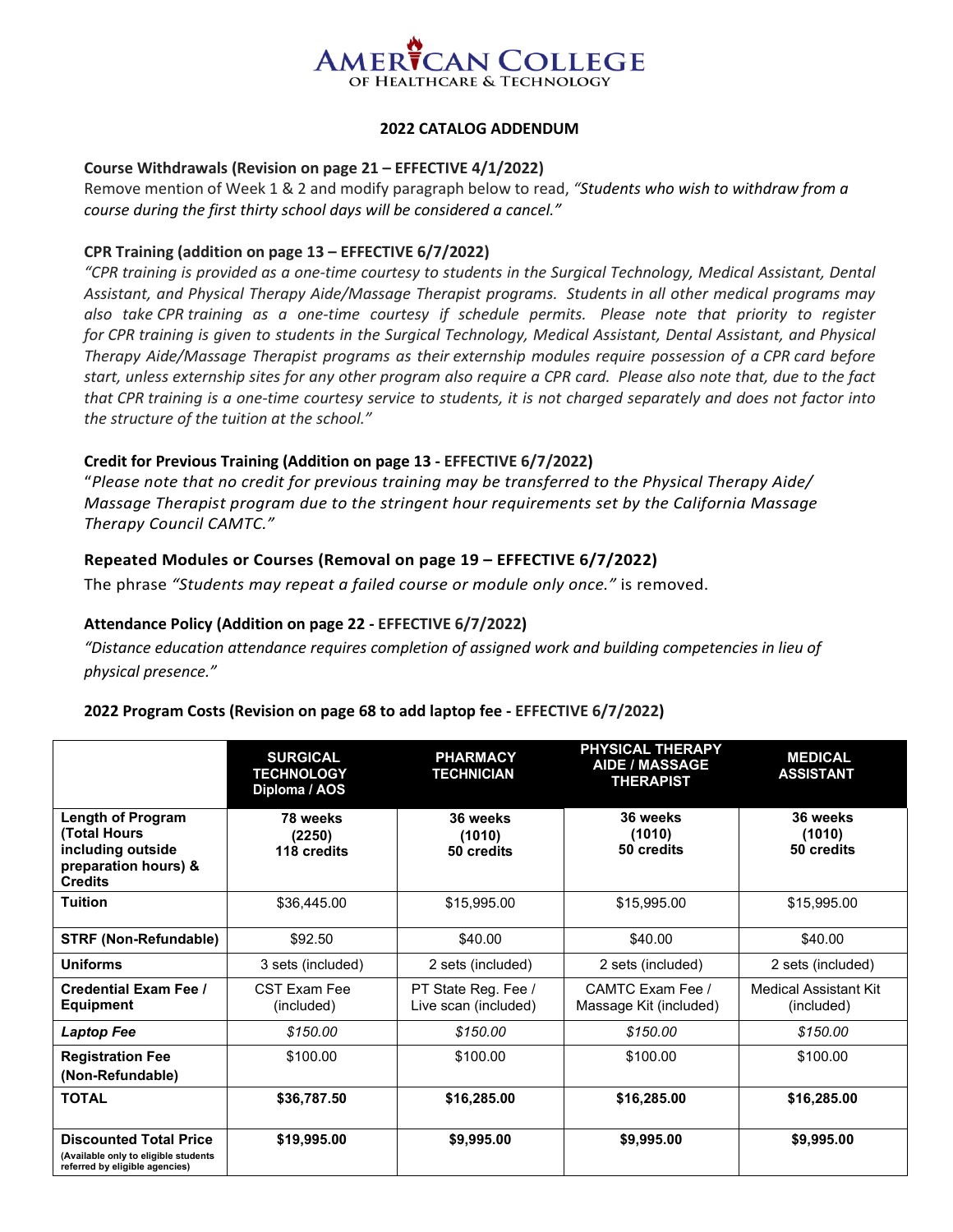# AMERICAN COLLEGE OF HEALTHCARE & TECHNOLOGY

## 2022 CATALOG ADDENDUM

### Course Withdrawals (Revision on page 21 – EFFECTIVE 4/1/2022)

Remove mention of Week 1 & 2 and modify paragraph below to read, *"Students who wish to withdraw from a course during the first thirty school days will be considered a cancel."*

### CPR Training (addition on page 13 – EFFECTIVE 6/7/2022)

*"CPR training is provided as a one-time courtesy to students in the Surgical Technology, Medical Assistant, Dental Assistant, and Physical Therapy Aide/Massage Therapist programs. Students in all other medical programs may also take CPR training as a one-time courtesy if schedule permits. Please note that priority to register for CPR training is given to students in the Surgical Technology, Medical Assistant, Dental Assistant, and Physical Therapy Aide/Massage Therapist programs as their externship modules require possession of a CPR card before start, unless externship sites for any other program also require a CPR card. Please also note that, due to the fact that CPR training is a one-time courtesy service to students, it is not charged separately and does not factor into the structure of the tuition at the school."*

### Credit for Previous Training (Addition on page 13 - EFFECTIVE 6/7/2022)

"*Please note that no credit for previous training may be transferred to the Physical Therapy Aide/ Massage Therapist program due to the stringent hour requirements set by the California Massage Therapy Council CAMTC."*

### Repeated Modules or Courses (Removal on page 19 – EFFECTIVE 6/7/2022)

The phrase *"Students may repeat a failed course or module only once."* is removed.

### Attendance Policy (Addition on page 22 - EFFECTIVE 6/7/2022)

*"Distance education attendance requires completion of assigned work and building competencies in lieu of physical presence."*

### 2022 Program Costs (Revision on page 68 to add laptop fee - EFFECTIVE 6/7/2022)

| | **SURGICAL TECHNOLOGY Diploma / AOS** | **PHARMACY TECHNICIAN** | **PHYSICAL THERAPY AIDE / MASSAGE THERAPIST** | **MEDICAL ASSISTANT** |
|---|---|---|---|---|
| **Length of Program (Total Hours including outside preparation hours) & Credits** | **78 weeks (2250) 118 credits** | **36 weeks (1010) 50 credits** | **36 weeks (1010) 50 credits** | **36 weeks (1010) 50 credits** |
| **Tuition** | $36,445.00 | $15,995.00 | $15,995.00 | $15,995.00 |
| **STRF (Non-Refundable)** | $92.50 | $40.00 | $40.00 | $40.00 |
| **Uniforms** | 3 sets (included) | 2 sets (included) | 2 sets (included) | 2 sets (included) |
| **Credential Exam Fee / Equipment** | CST Exam Fee (included) | PT State Reg. Fee / Live scan (included) | CAMTC Exam Fee / Massage Kit (included) | Medical Assistant Kit (included) |
| ***Laptop Fee*** | *$150.00* | *$150.00* | *$150.00* | *$150.00* |
| **Registration Fee (Non-Refundable)** | $100.00 | $100.00 | $100.00 | $100.00 |
| **TOTAL** | **$36,787.50** | **$16,285.00** | **$16,285.00** | **$16,285.00** |
| **Discounted Total Price** (Available only to eligible students referred by eligible agencies) | **$19,995.00** | **$9,995.00** | **$9,995.00** | **$9,995.00** |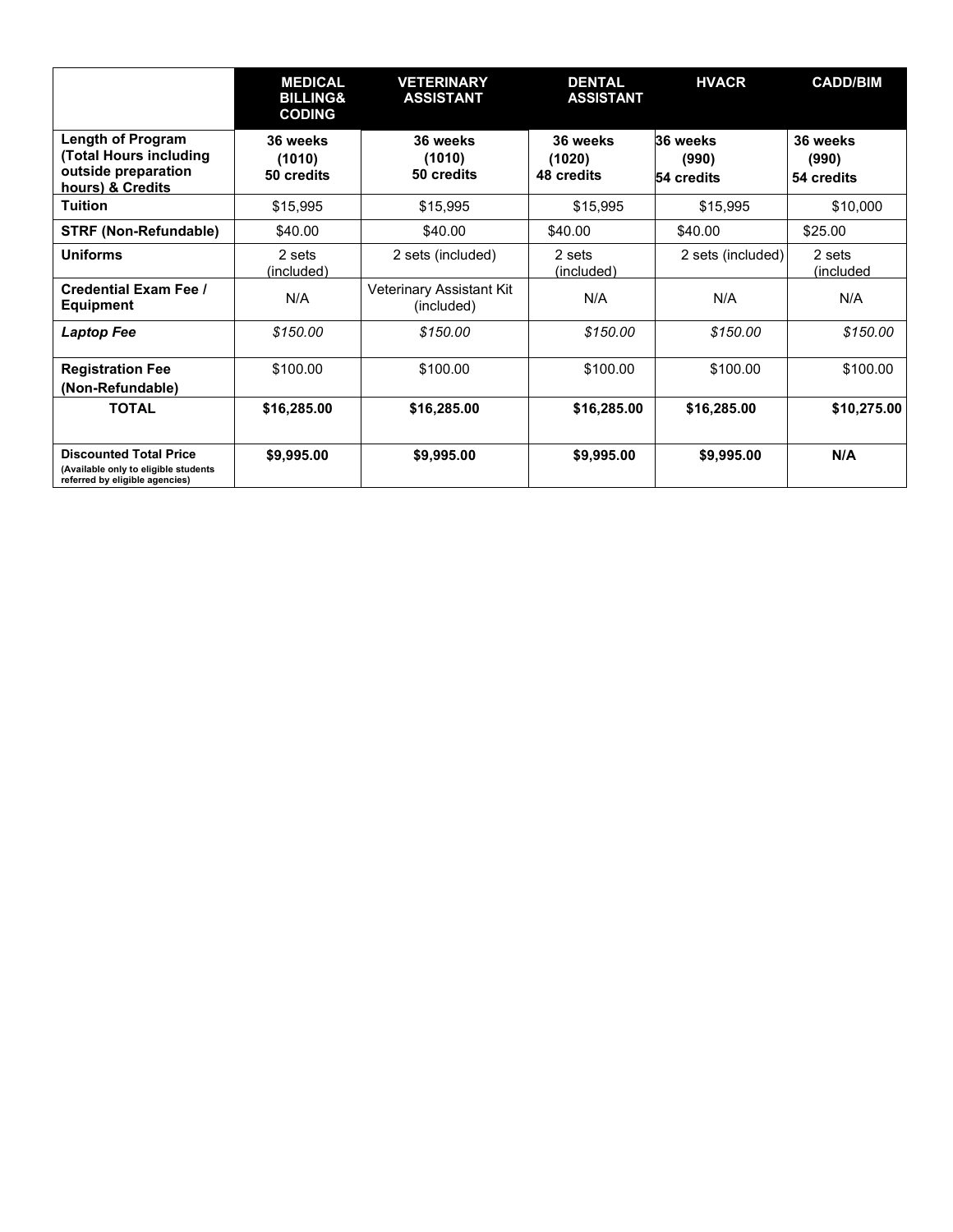| | **MEDICAL BILLING& CODING** | **VETERINARY ASSISTANT** | **DENTAL ASSISTANT** | **HVACR** | **CADD/BIM** |
|---|---|---|---|---|---|
| **Length of Program (Total Hours including outside preparation hours) & Credits** | **36 weeks (1010) 50 credits** | **36 weeks (1010) 50 credits** | **36 weeks (1020) 48 credits** | **36 weeks (990) 54 credits** | **36 weeks (990) 54 credits** |
| **Tuition** | $15,995 | $15,995 | $15,995 | $15,995 | $10,000 |
| **STRF (Non-Refundable)** | $40.00 | $40.00 | $40.00 | $40.00 | $25.00 |
| **Uniforms** | 2 sets (included) | 2 sets (included) | 2 sets (included) | 2 sets (included) | 2 sets (included |
| **Credential Exam Fee / Equipment** | N/A | Veterinary Assistant Kit (included) | N/A | N/A | N/A |
| ***Laptop Fee*** | *$150.00* | *$150.00* | *$150.00* | *$150.00* | *$150.00* |
| **Registration Fee (Non-Refundable)** | $100.00 | $100.00 | $100.00 | $100.00 | $100.00 |
| **TOTAL** | **$16,285.00** | **$16,285.00** | **$16,285.00** | **$16,285.00** | **$10,275.00** |
| **Discounted Total Price** **(Available only to eligible students referred by eligible agencies)** | **$9,995.00** | **$9,995.00** | **$9,995.00** | **$9,995.00** | **N/A** |